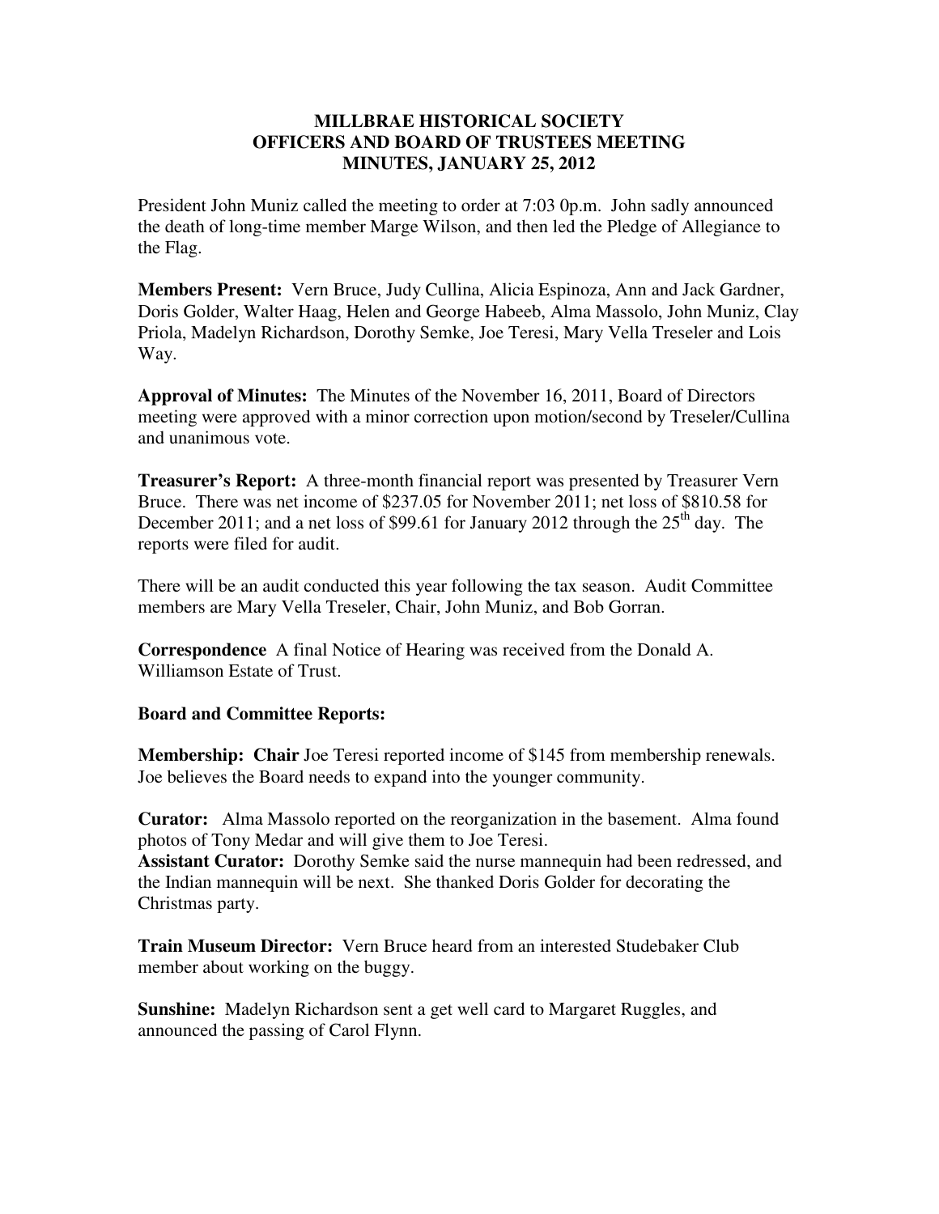# MILLBRAE HISTORICAL SOCIETY
## OFFICERS AND BOARD OF TRUSTEES MEETING
## MINUTES, JANUARY 25, 2012

President John Muniz called the meeting to order at 7:03 0p.m. John sadly announced the death of long-time member Marge Wilson, and then led the Pledge of Allegiance to the Flag.

**Members Present:** Vern Bruce, Judy Cullina, Alicia Espinoza, Ann and Jack Gardner, Doris Golder, Walter Haag, Helen and George Habeeb, Alma Massolo, John Muniz, Clay Priola, Madelyn Richardson, Dorothy Semke, Joe Teresi, Mary Vella Treseler and Lois Way.

**Approval of Minutes:** The Minutes of the November 16, 2011, Board of Directors meeting were approved with a minor correction upon motion/second by Treseler/Cullina and unanimous vote.

**Treasurer's Report:** A three-month financial report was presented by Treasurer Vern Bruce. There was net income of $237.05 for November 2011; net loss of $810.58 for December 2011; and a net loss of $99.61 for January 2012 through the 25th day. The reports were filed for audit.

There will be an audit conducted this year following the tax season. Audit Committee members are Mary Vella Treseler, Chair, John Muniz, and Bob Gorran.

**Correspondence** A final Notice of Hearing was received from the Donald A. Williamson Estate of Trust.

**Board and Committee Reports:**

**Membership: Chair** Joe Teresi reported income of $145 from membership renewals. Joe believes the Board needs to expand into the younger community.

**Curator:** Alma Massolo reported on the reorganization in the basement. Alma found photos of Tony Medar and will give them to Joe Teresi.

**Assistant Curator:** Dorothy Semke said the nurse mannequin had been redressed, and the Indian mannequin will be next. She thanked Doris Golder for decorating the Christmas party.

**Train Museum Director:** Vern Bruce heard from an interested Studebaker Club member about working on the buggy.

**Sunshine:** Madelyn Richardson sent a get well card to Margaret Ruggles, and announced the passing of Carol Flynn.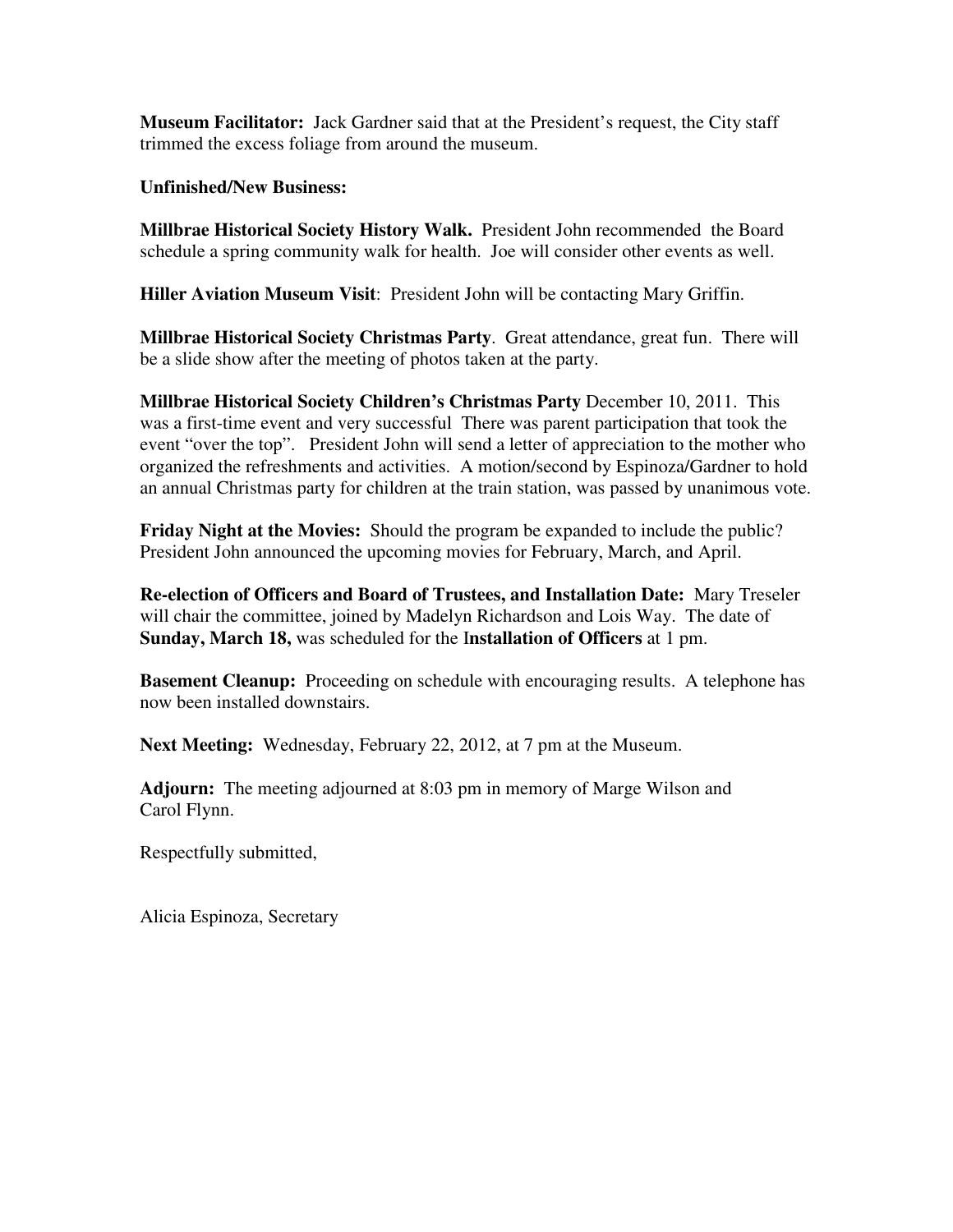**Museum Facilitator:** Jack Gardner said that at the President's request, the City staff trimmed the excess foliage from around the museum.

**Unfinished/New Business:**

**Millbrae Historical Society History Walk.** President John recommended the Board schedule a spring community walk for health. Joe will consider other events as well.

**Hiller Aviation Museum Visit**: President John will be contacting Mary Griffin.

**Millbrae Historical Society Christmas Party**. Great attendance, great fun. There will be a slide show after the meeting of photos taken at the party.

**Millbrae Historical Society Children's Christmas Party** December 10, 2011. This was a first-time event and very successful There was parent participation that took the event "over the top". President John will send a letter of appreciation to the mother who organized the refreshments and activities. A motion/second by Espinoza/Gardner to hold an annual Christmas party for children at the train station, was passed by unanimous vote.

**Friday Night at the Movies:** Should the program be expanded to include the public? President John announced the upcoming movies for February, March, and April.

**Re-election of Officers and Board of Trustees, and Installation Date:** Mary Treseler will chair the committee, joined by Madelyn Richardson and Lois Way. The date of **Sunday, March 18,** was scheduled for the I**nstallation of Officers** at 1 pm.

**Basement Cleanup:** Proceeding on schedule with encouraging results. A telephone has now been installed downstairs.

**Next Meeting:** Wednesday, February 22, 2012, at 7 pm at the Museum.

**Adjourn:** The meeting adjourned at 8:03 pm in memory of Marge Wilson and Carol Flynn.

Respectfully submitted,

Alicia Espinoza, Secretary